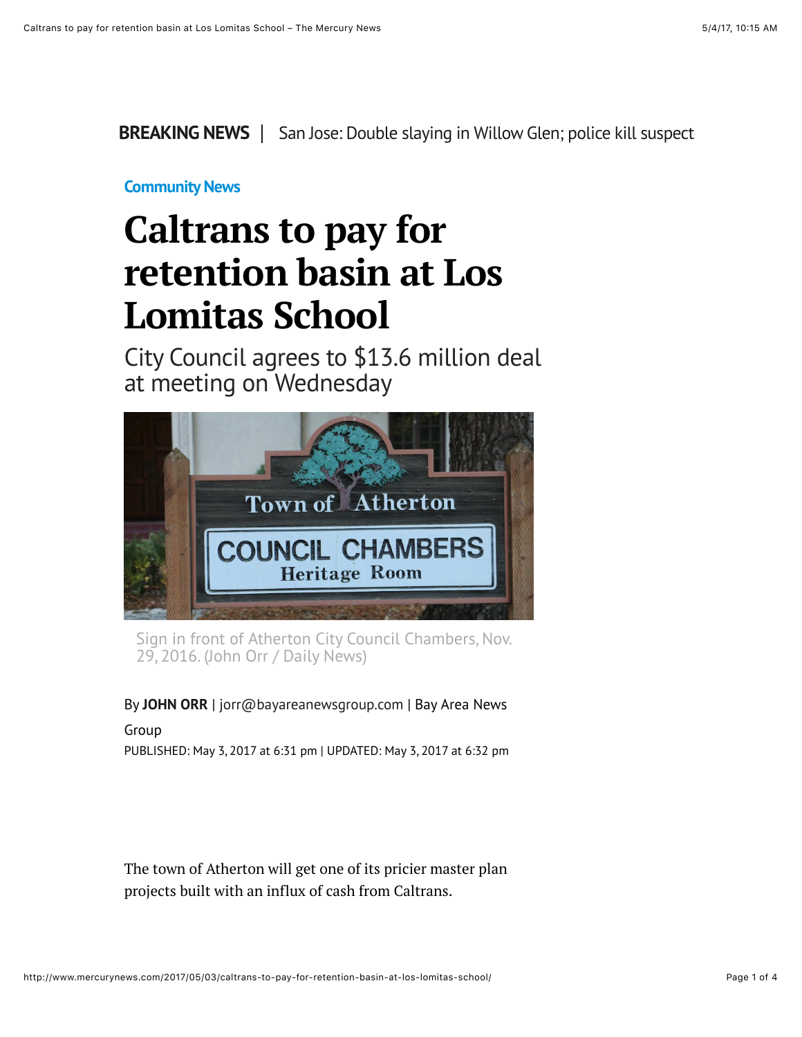**BREAKING NEWS** | San Jose: Double slaying in Willow Glen; police kill suspect

Community News

# Caltrans to pay for retention basin at Los Lomitas School

## City Council agrees to $13.6 million deal at meeting on Wednesday

Sign in front of Atherton City Council Chambers, Nov. 29, 2016. (John Orr / Daily News)

By **JOHN ORR** | jorr@bayareanewsgroup.com | Bay Area News Group

PUBLISHED: May 3, 2017 at 6:31 pm | UPDATED: May 3, 2017 at 6:32 pm

The town of Atherton will get one of its pricier master plan projects built with an influx of cash from Caltrans.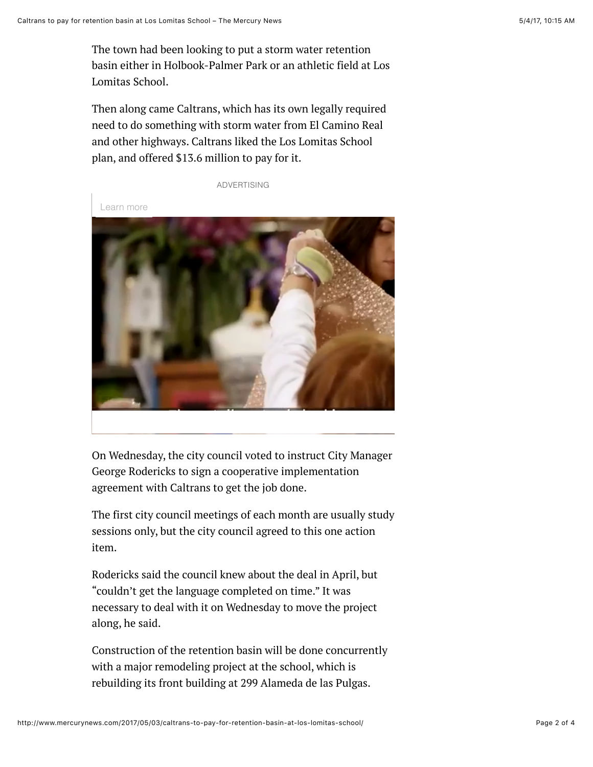The town had been looking to put a storm water retention basin either in Holbook-Palmer Park or an athletic field at Los Lomitas School.

Then along came Caltrans, which has its own legally required need to do something with storm water from El Camino Real and other highways. Caltrans liked the Los Lomitas School plan, and offered $13.6 million to pay for it.

On Wednesday, the city council voted to instruct City Manager George Rodericks to sign a cooperative implementation agreement with Caltrans to get the job done.

The first city council meetings of each month are usually study sessions only, but the city council agreed to this one action item.

Rodericks said the council knew about the deal in April, but "couldn't get the language completed on time." It was necessary to deal with it on Wednesday to move the project along, he said.

Construction of the retention basin will be done concurrently with a major remodeling project at the school, which is rebuilding its front building at 299 Alameda de las Pulgas.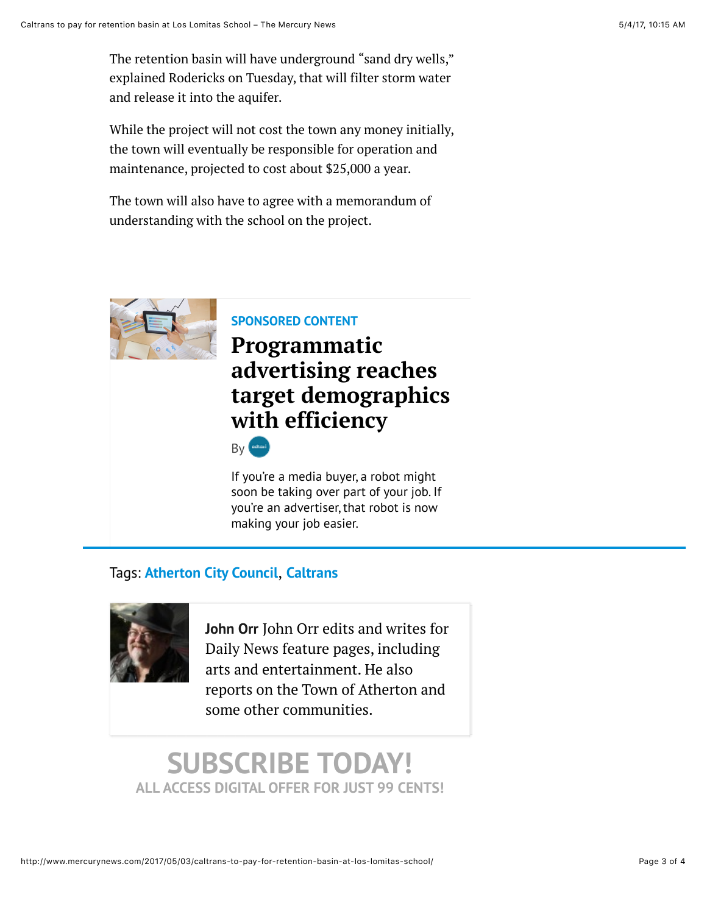The retention basin will have underground "sand dry wells," explained Rodericks on Tuesday, that will filter storm water and release it into the aquifer.

While the project will not cost the town any money initially, the town will eventually be responsible for operation and maintenance, projected to cost about $25,000 a year.

The town will also have to agree with a memorandum of understanding with the school on the project.

**SPONSORED CONTENT**

## Programmatic advertising reaches target demographics with efficiency

By

If you're a media buyer, a robot might soon be taking over part of your job. If you're an advertiser, that robot is now making your job easier.

Tags: **Atherton City Council**, **Caltrans**

**John Orr** John Orr edits and writes for Daily News feature pages, including arts and entertainment. He also reports on the Town of Atherton and some other communities.

**SUBSCRIBE TODAY!**

**ALL ACCESS DIGITAL OFFER FOR JUST 99 CENTS!**